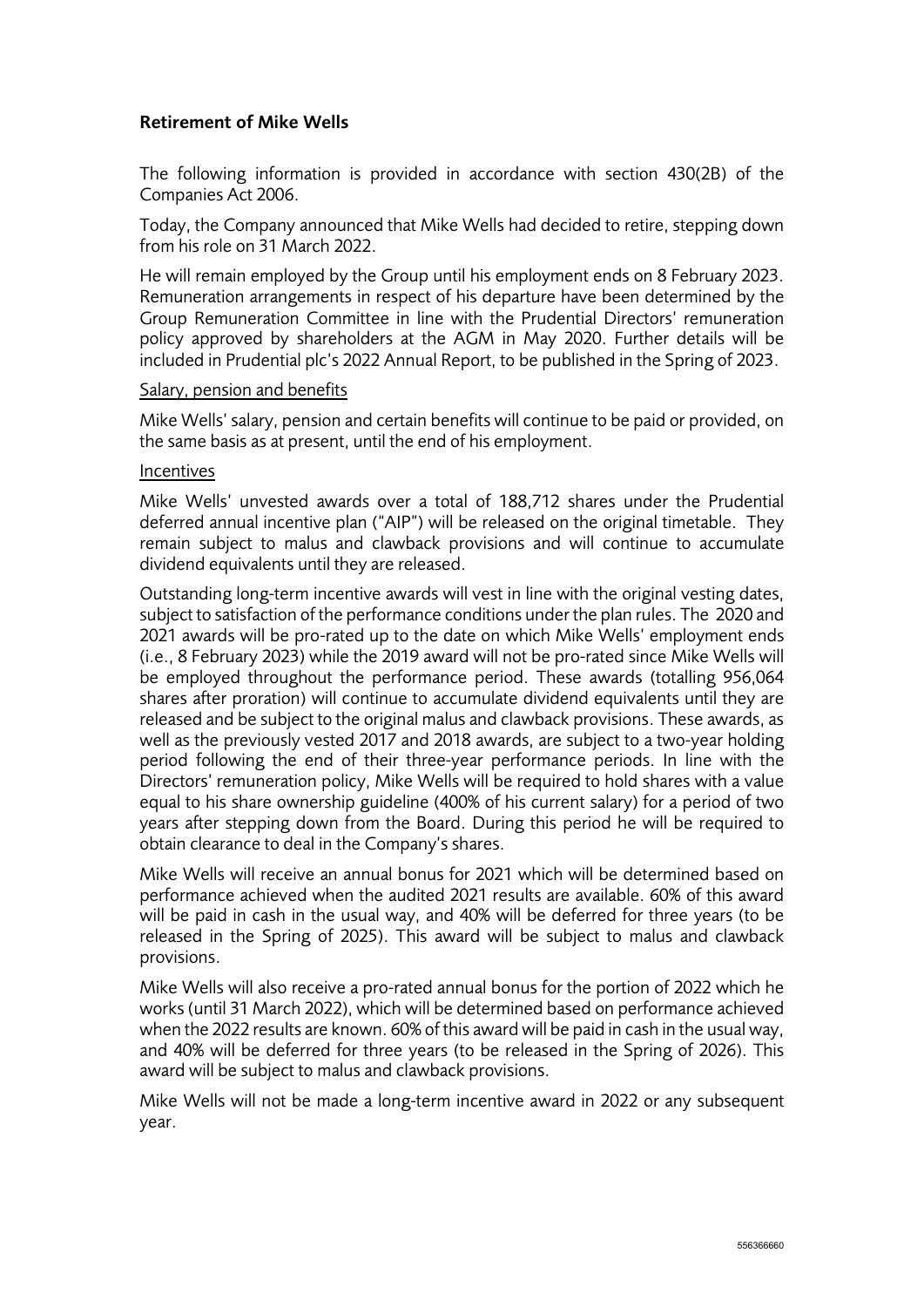## Retirement of Mike Wells

The following information is provided in accordance with section 430(2B) of the Companies Act 2006.

Today, the Company announced that Mike Wells had decided to retire, stepping down from his role on 31 March 2022.

He will remain employed by the Group until his employment ends on 8 February 2023. Remuneration arrangements in respect of his departure have been determined by the Group Remuneration Committee in line with the Prudential Directors' remuneration policy approved by shareholders at the AGM in May 2020. Further details will be included in Prudential plc's 2022 Annual Report, to be published in the Spring of 2023.

Salary, pension and benefits

Mike Wells' salary, pension and certain benefits will continue to be paid or provided, on the same basis as at present, until the end of his employment.

Incentives

Mike Wells' unvested awards over a total of 188,712 shares under the Prudential deferred annual incentive plan ("AIP") will be released on the original timetable. They remain subject to malus and clawback provisions and will continue to accumulate dividend equivalents until they are released.

Outstanding long-term incentive awards will vest in line with the original vesting dates, subject to satisfaction of the performance conditions under the plan rules. The 2020 and 2021 awards will be pro-rated up to the date on which Mike Wells' employment ends (i.e., 8 February 2023) while the 2019 award will not be pro-rated since Mike Wells will be employed throughout the performance period. These awards (totalling 956,064 shares after proration) will continue to accumulate dividend equivalents until they are released and be subject to the original malus and clawback provisions. These awards, as well as the previously vested 2017 and 2018 awards, are subject to a two-year holding period following the end of their three-year performance periods. In line with the Directors' remuneration policy, Mike Wells will be required to hold shares with a value equal to his share ownership guideline (400% of his current salary) for a period of two years after stepping down from the Board. During this period he will be required to obtain clearance to deal in the Company's shares.

Mike Wells will receive an annual bonus for 2021 which will be determined based on performance achieved when the audited 2021 results are available. 60% of this award will be paid in cash in the usual way, and 40% will be deferred for three years (to be released in the Spring of 2025). This award will be subject to malus and clawback provisions.

Mike Wells will also receive a pro-rated annual bonus for the portion of 2022 which he works (until 31 March 2022), which will be determined based on performance achieved when the 2022 results are known. 60% of this award will be paid in cash in the usual way, and 40% will be deferred for three years (to be released in the Spring of 2026). This award will be subject to malus and clawback provisions.

Mike Wells will not be made a long-term incentive award in 2022 or any subsequent year.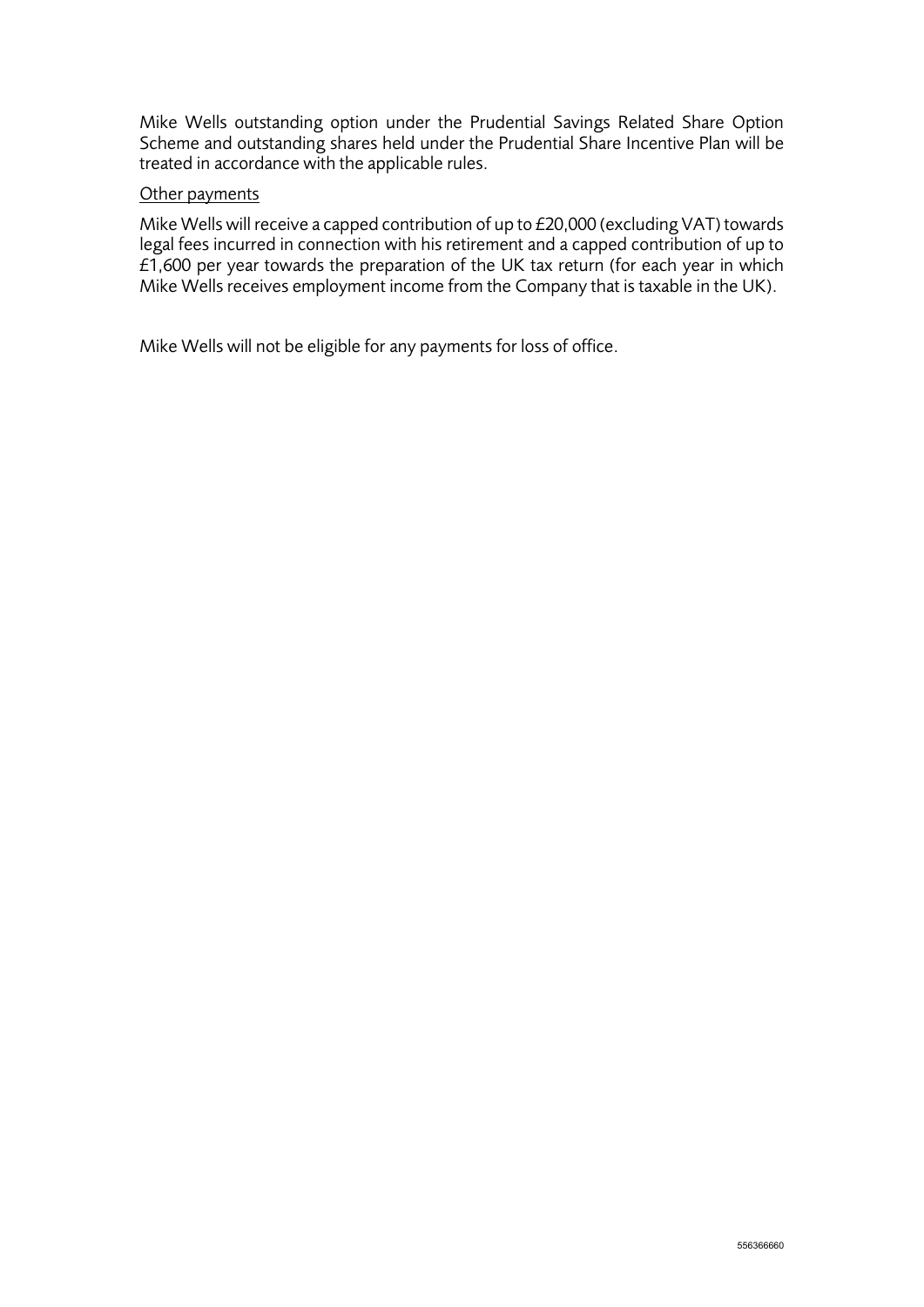Mike Wells outstanding option under the Prudential Savings Related Share Option Scheme and outstanding shares held under the Prudential Share Incentive Plan will be treated in accordance with the applicable rules.

Other payments

Mike Wells will receive a capped contribution of up to £20,000 (excluding VAT) towards legal fees incurred in connection with his retirement and a capped contribution of up to £1,600 per year towards the preparation of the UK tax return (for each year in which Mike Wells receives employment income from the Company that is taxable in the UK).

Mike Wells will not be eligible for any payments for loss of office.